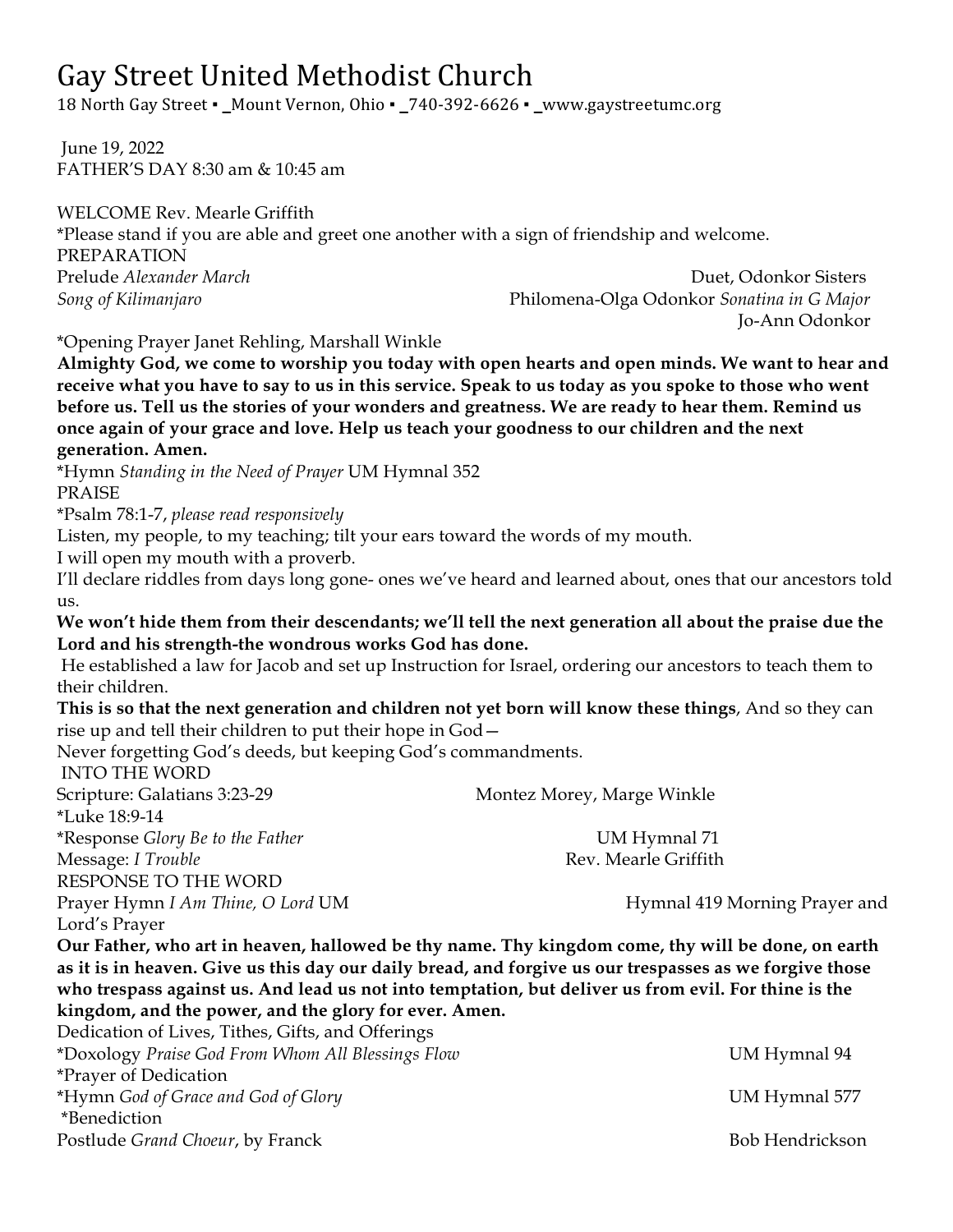# Gay Street United Methodist Church

18 North Gay Street ▪ _Mount Vernon, Ohio ▪ _740-392-6626 ▪ _www.gaystreetumc.org

June 19, 2022
FATHER'S DAY 8:30 am & 10:45 am

WELCOME Rev. Mearle Griffith
*Please stand if you are able and greet one another with a sign of friendship and welcome.
PREPARATION
Prelude *Alexander March* Duet, Odonkor Sisters
*Song of Kilimanjaro* Philomena-Olga Odonkor *Sonatina in G Major* Jo-Ann Odonkor
*Opening Prayer Janet Rehling, Marshall Winkle

**Almighty God, we come to worship you today with open hearts and open minds. We want to hear and receive what you have to say to us in this service. Speak to us today as you spoke to those who went before us. Tell us the stories of your wonders and greatness. We are ready to hear them. Remind us once again of your grace and love. Help us teach your goodness to our children and the next generation. Amen.**

*Hymn *Standing in the Need of Prayer* UM Hymnal 352
PRAISE
*Psalm 78:1-7, *please read responsively*
Listen, my people, to my teaching; tilt your ears toward the words of my mouth.
I will open my mouth with a proverb.
I'll declare riddles from days long gone- ones we've heard and learned about, ones that our ancestors told us.
**We won't hide them from their descendants; we'll tell the next generation all about the praise due the Lord and his strength-the wondrous works God has done.**
He established a law for Jacob and set up Instruction for Israel, ordering our ancestors to teach them to their children.
**This is so that the next generation and children not yet born will know these things**, And so they can rise up and tell their children to put their hope in God—
Never forgetting God's deeds, but keeping God's commandments.
INTO THE WORD
Scripture: Galatians 3:23-29 Montez Morey, Marge Winkle
*Luke 18:9-14
*Response *Glory Be to the Father* UM Hymnal 71
Message: *I Trouble* Rev. Mearle Griffith
RESPONSE TO THE WORD
Prayer Hymn *I Am Thine, O Lord* UM Hymnal 419 Morning Prayer and Lord's Prayer

**Our Father, who art in heaven, hallowed be thy name. Thy kingdom come, thy will be done, on earth as it is in heaven. Give us this day our daily bread, and forgive us our trespasses as we forgive those who trespass against us. And lead us not into temptation, but deliver us from evil. For thine is the kingdom, and the power, and the glory for ever. Amen.**

Dedication of Lives, Tithes, Gifts, and Offerings
*Doxology *Praise God From Whom All Blessings Flow* UM Hymnal 94
*Prayer of Dedication
*Hymn *God of Grace and God of Glory* UM Hymnal 577
*Benediction
Postlude *Grand Choeur*, by Franck Bob Hendrickson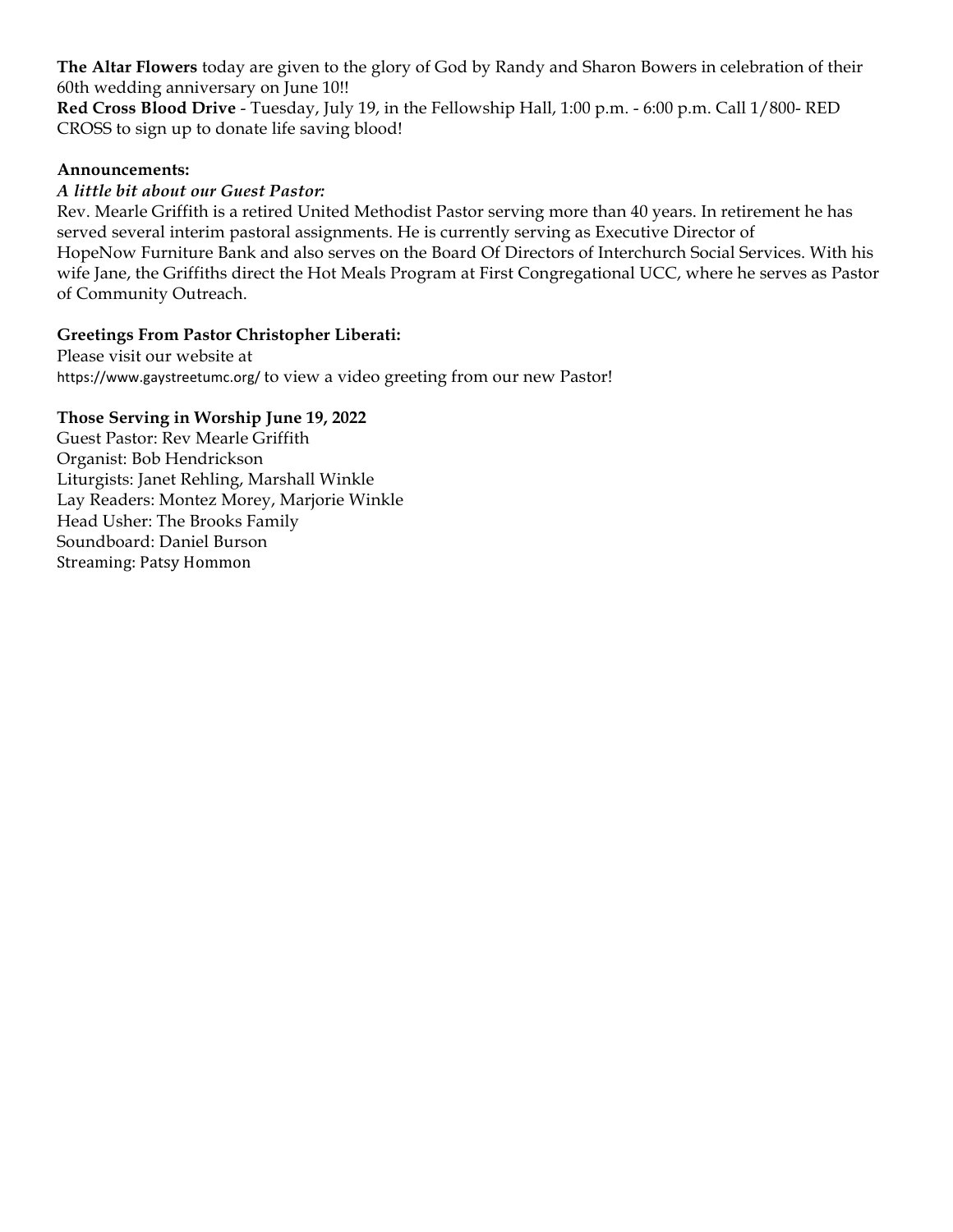**The Altar Flowers** today are given to the glory of God by Randy and Sharon Bowers in celebration of their 60th wedding anniversary on June 10!!

**Red Cross Blood Drive** - Tuesday, July 19, in the Fellowship Hall, 1:00 p.m. - 6:00 p.m. Call 1/800- RED CROSS to sign up to donate life saving blood!

**Announcements:**

***A little bit about our Guest Pastor:***

Rev. Mearle Griffith is a retired United Methodist Pastor serving more than 40 years. In retirement he has served several interim pastoral assignments. He is currently serving as Executive Director of HopeNow Furniture Bank and also serves on the Board Of Directors of Interchurch Social Services. With his wife Jane, the Griffiths direct the Hot Meals Program at First Congregational UCC, where he serves as Pastor of Community Outreach.

**Greetings From Pastor Christopher Liberati:**

Please visit our website at https://www.gaystreetumc.org/ to view a video greeting from our new Pastor!

**Those Serving in Worship June 19, 2022**

Guest Pastor: Rev Mearle Griffith
Organist: Bob Hendrickson
Liturgists: Janet Rehling, Marshall Winkle
Lay Readers: Montez Morey, Marjorie Winkle
Head Usher: The Brooks Family
Soundboard: Daniel Burson
Streaming: Patsy Hommon